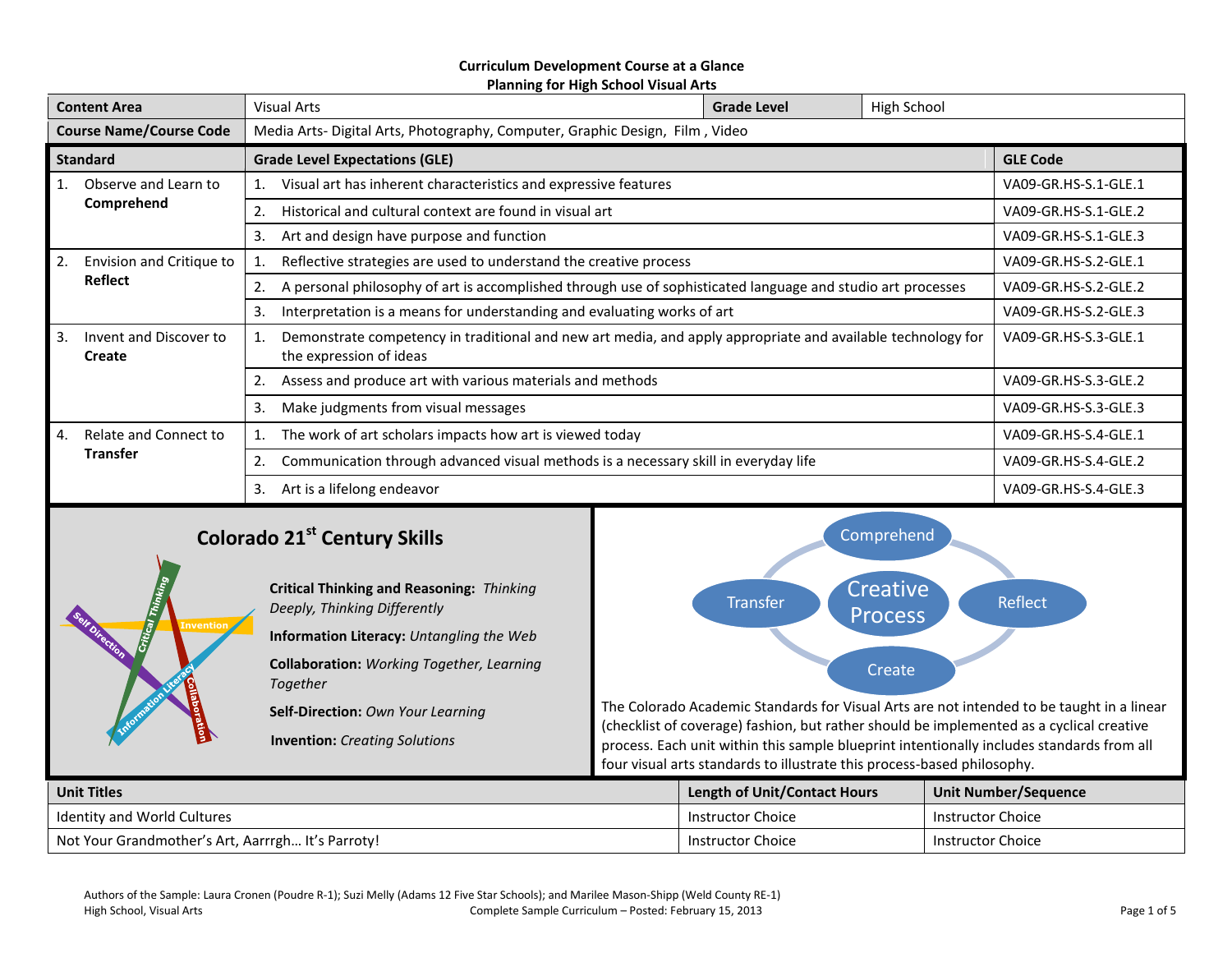**Curriculum Development Course at a Glance**
**Planning for High School Visual Arts**

| Content Area | Visual Arts | Grade Level | High School |
|---|---|---|---|
| **Course Name/Course Code** | Media Arts- Digital Arts, Photography, Computer, Graphic Design, Film , Video | | |

| Standard | Grade Level Expectations (GLE) | GLE Code |
|---|---|---|
| 1. Observe and Learn to **Comprehend** | 1. Visual art has inherent characteristics and expressive features | VA09-GR.HS-S.1-GLE.1 |
| | 2. Historical and cultural context are found in visual art | VA09-GR.HS-S.1-GLE.2 |
| | 3. Art and design have purpose and function | VA09-GR.HS-S.1-GLE.3 |
| 2. Envision and Critique to **Reflect** | 1. Reflective strategies are used to understand the creative process | VA09-GR.HS-S.2-GLE.1 |
| | 2. A personal philosophy of art is accomplished through use of sophisticated language and studio art processes | VA09-GR.HS-S.2-GLE.2 |
| | 3. Interpretation is a means for understanding and evaluating works of art | VA09-GR.HS-S.2-GLE.3 |
| 3. Invent and Discover to **Create** | 1. Demonstrate competency in traditional and new art media, and apply appropriate and available technology for the expression of ideas | VA09-GR.HS-S.3-GLE.1 |
| | 2. Assess and produce art with various materials and methods | VA09-GR.HS-S.3-GLE.2 |
| | 3. Make judgments from visual messages | VA09-GR.HS-S.3-GLE.3 |
| 4. Relate and Connect to **Transfer** | 1. The work of art scholars impacts how art is viewed today | VA09-GR.HS-S.4-GLE.1 |
| | 2. Communication through advanced visual methods is a necessary skill in everyday life | VA09-GR.HS-S.4-GLE.2 |
| | 3. Art is a lifelong endeavor | VA09-GR.HS-S.4-GLE.3 |

## Colorado 21st Century Skills

**Critical Thinking and Reasoning:** *Thinking Deeply, Thinking Differently*

**Information Literacy:** *Untangling the Web*

**Collaboration:** *Working Together, Learning Together*

**Self-Direction:** *Own Your Learning*

**Invention:** *Creating Solutions*

Creative Process: Comprehend, Reflect, Create, Transfer

The Colorado Academic Standards for Visual Arts are not intended to be taught in a linear (checklist of coverage) fashion, but rather should be implemented as a cyclical creative process. Each unit within this sample blueprint intentionally includes standards from all four visual arts standards to illustrate this process-based philosophy.

| Unit Titles | Length of Unit/Contact Hours | Unit Number/Sequence |
|---|---|---|
| Identity and World Cultures | Instructor Choice | Instructor Choice |
| Not Your Grandmother's Art, Aarrrgh… It's Parroty! | Instructor Choice | Instructor Choice |

Authors of the Sample: Laura Cronen (Poudre R-1); Suzi Melly (Adams 12 Five Star Schools); and Marilee Mason-Shipp (Weld County RE-1)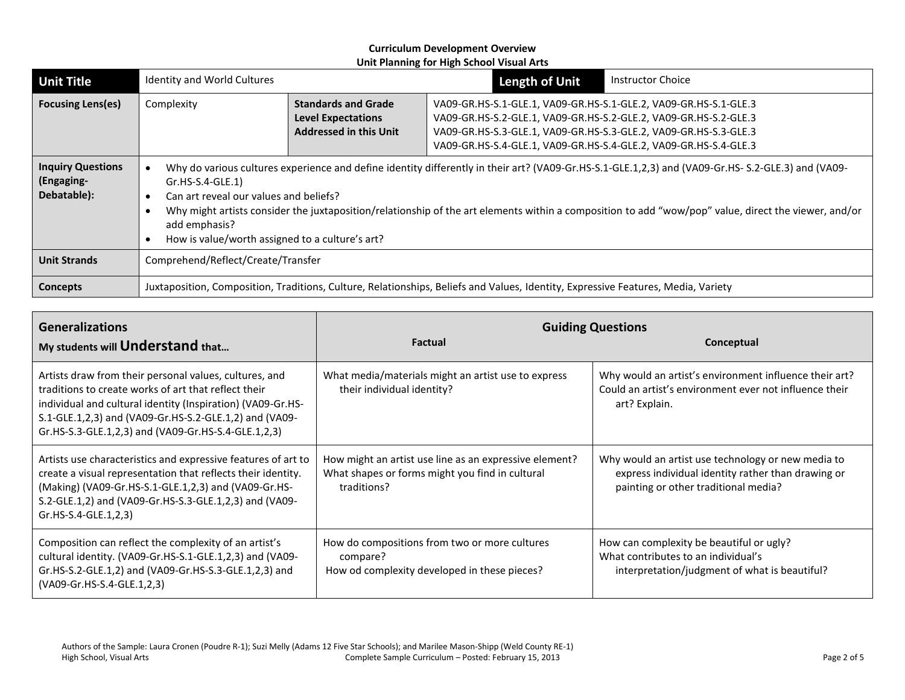**Curriculum Development Overview**
**Unit Planning for High School Visual Arts**

| **Unit Title** | Identity and World Cultures | | **Length of Unit** | Instructor Choice |
|---|---|---|---|---|
| **Focusing Lens(es)** | Complexity | **Standards and Grade Level Expectations Addressed in this Unit** | VA09-GR.HS-S.1-GLE.1, VA09-GR.HS-S.1-GLE.2, VA09-GR.HS-S.1-GLE.3<br>VA09-GR.HS-S.2-GLE.1, VA09-GR.HS-S.2-GLE.2, VA09-GR.HS-S.2-GLE.3<br>VA09-GR.HS-S.3-GLE.1, VA09-GR.HS-S.3-GLE.2, VA09-GR.HS-S.3-GLE.3<br>VA09-GR.HS-S.4-GLE.1, VA09-GR.HS-S.4-GLE.2, VA09-GR.HS-S.4-GLE.3 | |
| **Inquiry Questions (Engaging-Debatable):** | • Why do various cultures experience and define identity differently in their art? (VA09-Gr.HS-S.1-GLE.1,2,3) and (VA09-Gr.HS- S.2-GLE.3) and (VA09-Gr.HS-S.4-GLE.1)<br>• Can art reveal our values and beliefs?<br>• Why might artists consider the juxtaposition/relationship of the art elements within a composition to add "wow/pop" value, direct the viewer, and/or add emphasis?<br>• How is value/worth assigned to a culture's art? | | | |
| **Unit Strands** | Comprehend/Reflect/Create/Transfer | | | |
| **Concepts** | Juxtaposition, Composition, Traditions, Culture, Relationships, Beliefs and Values, Identity, Expressive Features, Media, Variety | | | |

| **Generalizations**<br>**My students will Understand that…** | **Guiding Questions**<br>**Factual** | **Conceptual** |
|---|---|---|
| Artists draw from their personal values, cultures, and traditions to create works of art that reflect their individual and cultural identity (Inspiration) (VA09-Gr.HS-S.1-GLE.1,2,3) and (VA09-Gr.HS-S.2-GLE.1,2) and (VA09-Gr.HS-S.3-GLE.1,2,3) and (VA09-Gr.HS-S.4-GLE.1,2,3) | What media/materials might an artist use to express their individual identity? | Why would an artist's environment influence their art?<br>Could an artist's environment ever not influence their art? Explain. |
| Artists use characteristics and expressive features of art to create a visual representation that reflects their identity. (Making) (VA09-Gr.HS-S.1-GLE.1,2,3) and (VA09-Gr.HS-S.2-GLE.1,2) and (VA09-Gr.HS-S.3-GLE.1,2,3) and (VA09-Gr.HS-S.4-GLE.1,2,3) | How might an artist use line as an expressive element?<br>What shapes or forms might you find in cultural traditions? | Why would an artist use technology or new media to express individual identity rather than drawing or painting or other traditional media? |
| Composition can reflect the complexity of an artist's cultural identity. (VA09-Gr.HS-S.1-GLE.1,2,3) and (VA09-Gr.HS-S.2-GLE.1,2) and (VA09-Gr.HS-S.3-GLE.1,2,3) and (VA09-Gr.HS-S.4-GLE.1,2,3) | How do compositions from two or more cultures compare?<br>How od complexity developed in these pieces? | How can complexity be beautiful or ugly?<br>What contributes to an individual's interpretation/judgment of what is beautiful? |

Authors of the Sample: Laura Cronen (Poudre R-1); Suzi Melly (Adams 12 Five Star Schools); and Marilee Mason-Shipp (Weld County RE-1)
High School, Visual Arts — Complete Sample Curriculum – Posted: February 15, 2013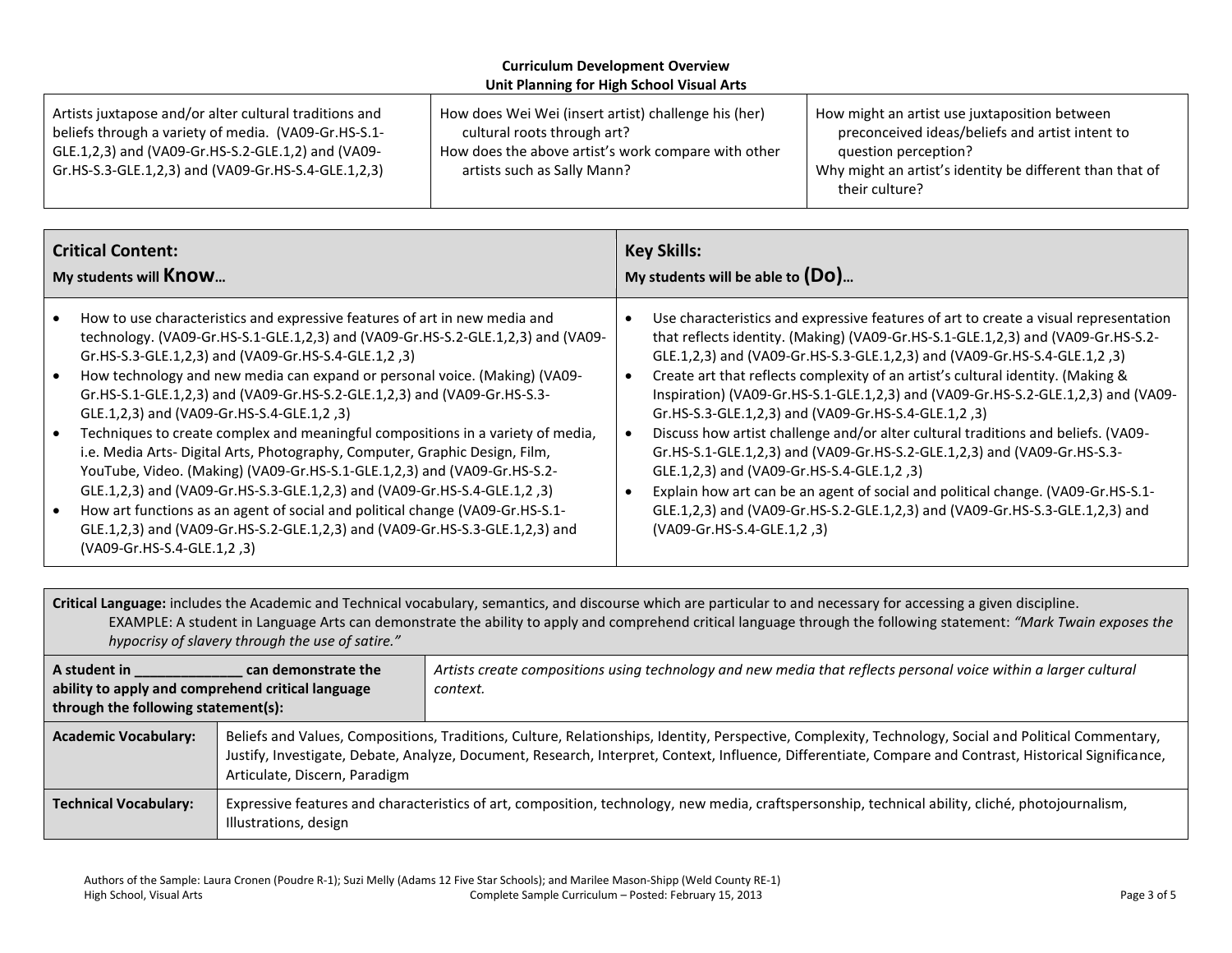**Curriculum Development Overview**
**Unit Planning for High School Visual Arts**

| | | |
|---|---|---|
| Artists juxtapose and/or alter cultural traditions and beliefs through a variety of media. (VA09-Gr.HS-S.1-GLE.1,2,3) and (VA09-Gr.HS-S.2-GLE.1,2) and (VA09-Gr.HS-S.3-GLE.1,2,3) and (VA09-Gr.HS-S.4-GLE.1,2,3) | How does Wei Wei (insert artist) challenge his (her) cultural roots through art?<br>How does the above artist's work compare with other artists such as Sally Mann? | How might an artist use juxtaposition between preconceived ideas/beliefs and artist intent to question perception?<br>Why might an artist's identity be different than that of their culture? |

| **Critical Content:**<br>**My students will Know…** | **Key Skills:**<br>**My students will be able to (Do)…** |
|---|---|
| • How to use characteristics and expressive features of art in new media and technology. (VA09-Gr.HS-S.1-GLE.1,2,3) and (VA09-Gr.HS-S.2-GLE.1,2,3) and (VA09-Gr.HS-S.3-GLE.1,2,3) and (VA09-Gr.HS-S.4-GLE.1,2 ,3)<br>• How technology and new media can expand or personal voice. (Making) (VA09-Gr.HS-S.1-GLE.1,2,3) and (VA09-Gr.HS-S.2-GLE.1,2,3) and (VA09-Gr.HS-S.3-GLE.1,2,3) and (VA09-Gr.HS-S.4-GLE.1,2 ,3)<br>• Techniques to create complex and meaningful compositions in a variety of media, i.e. Media Arts- Digital Arts, Photography, Computer, Graphic Design, Film, YouTube, Video. (Making) (VA09-Gr.HS-S.1-GLE.1,2,3) and (VA09-Gr.HS-S.2-GLE.1,2,3) and (VA09-Gr.HS-S.3-GLE.1,2,3) and (VA09-Gr.HS-S.4-GLE.1,2 ,3)<br>• How art functions as an agent of social and political change (VA09-Gr.HS-S.1-GLE.1,2,3) and (VA09-Gr.HS-S.2-GLE.1,2,3) and (VA09-Gr.HS-S.3-GLE.1,2,3) and (VA09-Gr.HS-S.4-GLE.1,2 ,3) | • Use characteristics and expressive features of art to create a visual representation that reflects identity. (Making) (VA09-Gr.HS-S.1-GLE.1,2,3) and (VA09-Gr.HS-S.2-GLE.1,2,3) and (VA09-Gr.HS-S.3-GLE.1,2,3) and (VA09-Gr.HS-S.4-GLE.1,2 ,3)<br>• Create art that reflects complexity of an artist's cultural identity. (Making & Inspiration) (VA09-Gr.HS-S.1-GLE.1,2,3) and (VA09-Gr.HS-S.2-GLE.1,2,3) and (VA09-Gr.HS-S.3-GLE.1,2,3) and (VA09-Gr.HS-S.4-GLE.1,2 ,3)<br>• Discuss how artist challenge and/or alter cultural traditions and beliefs. (VA09-Gr.HS-S.1-GLE.1,2,3) and (VA09-Gr.HS-S.2-GLE.1,2,3) and (VA09-Gr.HS-S.3-GLE.1,2,3) and (VA09-Gr.HS-S.4-GLE.1,2 ,3)<br>• Explain how art can be an agent of social and political change. (VA09-Gr.HS-S.1-GLE.1,2,3) and (VA09-Gr.HS-S.2-GLE.1,2,3) and (VA09-Gr.HS-S.3-GLE.1,2,3) and (VA09-Gr.HS-S.4-GLE.1,2 ,3) |

**Critical Language:** includes the Academic and Technical vocabulary, semantics, and discourse which are particular to and necessary for accessing a given discipline.
EXAMPLE: A student in Language Arts can demonstrate the ability to apply and comprehend critical language through the following statement: *"Mark Twain exposes the hypocrisy of slavery through the use of satire."*

| | |
|---|---|
| **A student in ______________ can demonstrate the ability to apply and comprehend critical language through the following statement(s):** | *Artists create compositions using technology and new media that reflects personal voice within a larger cultural context.* |
| **Academic Vocabulary:** | Beliefs and Values, Compositions, Traditions, Culture, Relationships, Identity, Perspective, Complexity, Technology, Social and Political Commentary, Justify, Investigate, Debate, Analyze, Document, Research, Interpret, Context, Influence, Differentiate, Compare and Contrast, Historical Significance, Articulate, Discern, Paradigm |
| **Technical Vocabulary:** | Expressive features and characteristics of art, composition, technology, new media, craftspersonship, technical ability, cliché, photojournalism, Illustrations, design |

Authors of the Sample: Laura Cronen (Poudre R-1); Suzi Melly (Adams 12 Five Star Schools); and Marilee Mason-Shipp (Weld County RE-1)
High School, Visual Arts — Complete Sample Curriculum – Posted: February 15, 2013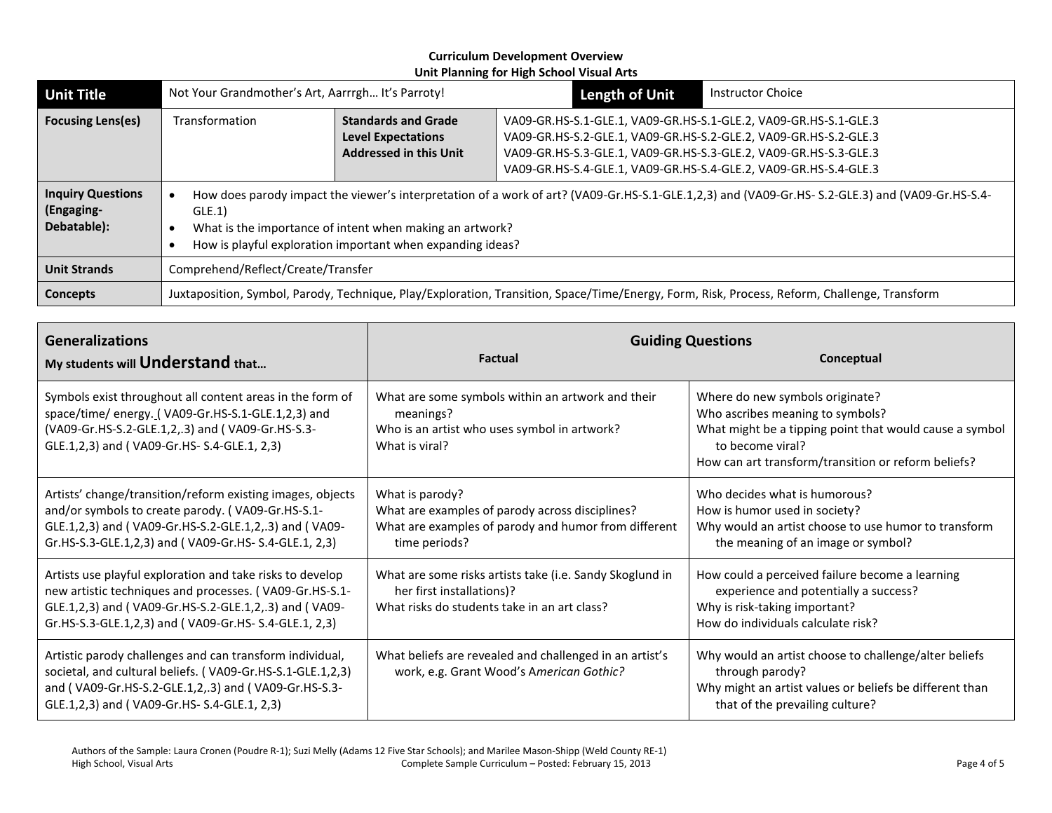**Curriculum Development Overview**
**Unit Planning for High School Visual Arts**

| **Unit Title** | Not Your Grandmother's Art, Aarrrgh… It's Parroty! | | **Length of Unit** | Instructor Choice |
|---|---|---|---|---|
| **Focusing Lens(es)** | Transformation | **Standards and Grade Level Expectations Addressed in this Unit** | VA09-GR.HS-S.1-GLE.1, VA09-GR.HS-S.1-GLE.2, VA09-GR.HS-S.1-GLE.3<br>VA09-GR.HS-S.2-GLE.1, VA09-GR.HS-S.2-GLE.2, VA09-GR.HS-S.2-GLE.3<br>VA09-GR.HS-S.3-GLE.1, VA09-GR.HS-S.3-GLE.2, VA09-GR.HS-S.3-GLE.3<br>VA09-GR.HS-S.4-GLE.1, VA09-GR.HS-S.4-GLE.2, VA09-GR.HS-S.4-GLE.3 | |
| **Inquiry Questions (Engaging-Debatable):** | • How does parody impact the viewer's interpretation of a work of art? (VA09-Gr.HS-S.1-GLE.1,2,3) and (VA09-Gr.HS- S.2-GLE.3) and (VA09-Gr.HS-S.4-GLE.1)<br>• What is the importance of intent when making an artwork?<br>• How is playful exploration important when expanding ideas? | | | |
| **Unit Strands** | Comprehend/Reflect/Create/Transfer | | | |
| **Concepts** | Juxtaposition, Symbol, Parody, Technique, Play/Exploration, Transition, Space/Time/Energy, Form, Risk, Process, Reform, Challenge, Transform | | | |

| **Generalizations**<br>**My students will Understand that…** | **Guiding Questions**<br>**Factual** | **Conceptual** |
|---|---|---|
| Symbols exist throughout all content areas in the form of space/time/ energy. ( VA09-Gr.HS-S.1-GLE.1,2,3) and (VA09-Gr.HS-S.2-GLE.1,2,.3) and ( VA09-Gr.HS-S.3-GLE.1,2,3) and ( VA09-Gr.HS- S.4-GLE.1, 2,3) | What are some symbols within an artwork and their meanings?<br>Who is an artist who uses symbol in artwork?<br>What is viral? | Where do new symbols originate?<br>Who ascribes meaning to symbols?<br>What might be a tipping point that would cause a symbol to become viral?<br>How can art transform/transition or reform beliefs? |
| Artists' change/transition/reform existing images, objects and/or symbols to create parody. ( VA09-Gr.HS-S.1-GLE.1,2,3) and ( VA09-Gr.HS-S.2-GLE.1,2,.3) and ( VA09-Gr.HS-S.3-GLE.1,2,3) and ( VA09-Gr.HS- S.4-GLE.1, 2,3) | What is parody?<br>What are examples of parody across disciplines?<br>What are examples of parody and humor from different time periods? | Who decides what is humorous?<br>How is humor used in society?<br>Why would an artist choose to use humor to transform the meaning of an image or symbol? |
| Artists use playful exploration and take risks to develop new artistic techniques and processes. ( VA09-Gr.HS-S.1-GLE.1,2,3) and ( VA09-Gr.HS-S.2-GLE.1,2,.3) and ( VA09-Gr.HS-S.3-GLE.1,2,3) and ( VA09-Gr.HS- S.4-GLE.1, 2,3) | What are some risks artists take (i.e. Sandy Skoglund in her first installations)?<br>What risks do students take in an art class? | How could a perceived failure become a learning experience and potentially a success?<br>Why is risk-taking important?<br>How do individuals calculate risk? |
| Artistic parody challenges and can transform individual, societal, and cultural beliefs. ( VA09-Gr.HS-S.1-GLE.1,2,3) and ( VA09-Gr.HS-S.2-GLE.1,2,.3) and ( VA09-Gr.HS-S.3-GLE.1,2,3) and ( VA09-Gr.HS- S.4-GLE.1, 2,3) | What beliefs are revealed and challenged in an artist's work, e.g. Grant Wood's A*merican Gothic?* | Why would an artist choose to challenge/alter beliefs through parody?<br>Why might an artist values or beliefs be different than that of the prevailing culture? |

Authors of the Sample: Laura Cronen (Poudre R-1); Suzi Melly (Adams 12 Five Star Schools); and Marilee Mason-Shipp (Weld County RE-1)
High School, Visual Arts — Complete Sample Curriculum – Posted: February 15, 2013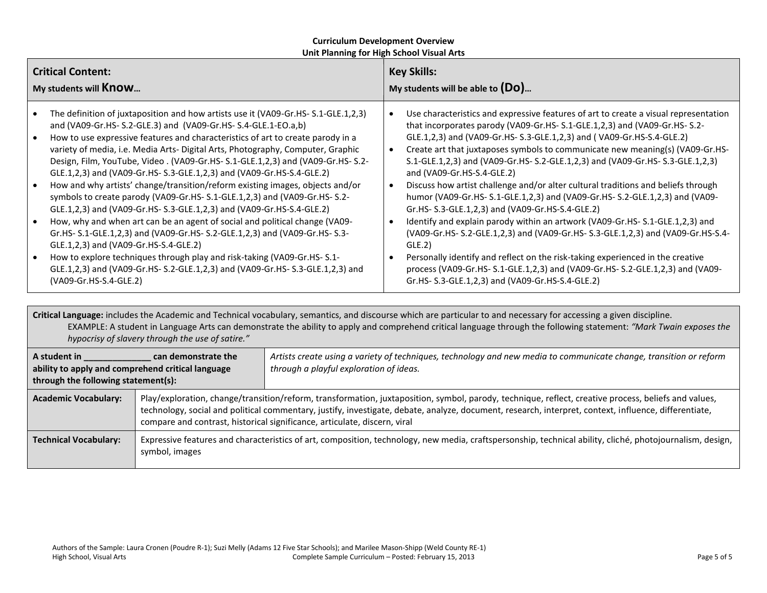**Curriculum Development Overview**
**Unit Planning for High School Visual Arts**

| **Critical Content:** My students will **Know**… | **Key Skills:** My students will be able to **(Do)**… |
|---|---|
| • The definition of juxtaposition and how artists use it (VA09-Gr.HS- S.1-GLE.1,2,3) and (VA09-Gr.HS- S.2-GLE.3) and (VA09-Gr.HS- S.4-GLE.1-EO.a,b)<br>• How to use expressive features and characteristics of art to create parody in a variety of media, i.e. Media Arts- Digital Arts, Photography, Computer, Graphic Design, Film, YouTube, Video . (VA09-Gr.HS- S.1-GLE.1,2,3) and (VA09-Gr.HS- S.2-GLE.1,2,3) and (VA09-Gr.HS- S.3-GLE.1,2,3) and (VA09-Gr.HS-S.4-GLE.2)<br>• How and why artists' change/transition/reform existing images, objects and/or symbols to create parody (VA09-Gr.HS- S.1-GLE.1,2,3) and (VA09-Gr.HS- S.2-GLE.1,2,3) and (VA09-Gr.HS- S.3-GLE.1,2,3) and (VA09-Gr.HS-S.4-GLE.2)<br>• How, why and when art can be an agent of social and political change (VA09-Gr.HS- S.1-GLE.1,2,3) and (VA09-Gr.HS- S.2-GLE.1,2,3) and (VA09-Gr.HS- S.3-GLE.1,2,3) and (VA09-Gr.HS-S.4-GLE.2)<br>• How to explore techniques through play and risk-taking (VA09-Gr.HS- S.1-GLE.1,2,3) and (VA09-Gr.HS- S.2-GLE.1,2,3) and (VA09-Gr.HS- S.3-GLE.1,2,3) and (VA09-Gr.HS-S.4-GLE.2) | • Use characteristics and expressive features of art to create a visual representation that incorporates parody (VA09-Gr.HS- S.1-GLE.1,2,3) and (VA09-Gr.HS- S.2-GLE.1,2,3) and (VA09-Gr.HS- S.3-GLE.1,2,3) and ( VA09-Gr.HS-S.4-GLE.2)<br>• Create art that juxtaposes symbols to communicate new meaning(s) (VA09-Gr.HS- S.1-GLE.1,2,3) and (VA09-Gr.HS- S.2-GLE.1,2,3) and (VA09-Gr.HS- S.3-GLE.1,2,3) and (VA09-Gr.HS-S.4-GLE.2)<br>• Discuss how artist challenge and/or alter cultural traditions and beliefs through humor (VA09-Gr.HS- S.1-GLE.1,2,3) and (VA09-Gr.HS- S.2-GLE.1,2,3) and (VA09-Gr.HS- S.3-GLE.1,2,3) and (VA09-Gr.HS-S.4-GLE.2)<br>• Identify and explain parody within an artwork (VA09-Gr.HS- S.1-GLE.1,2,3) and (VA09-Gr.HS- S.2-GLE.1,2,3) and (VA09-Gr.HS- S.3-GLE.1,2,3) and (VA09-Gr.HS-S.4-GLE.2)<br>• Personally identify and reflect on the risk-taking experienced in the creative process (VA09-Gr.HS- S.1-GLE.1,2,3) and (VA09-Gr.HS- S.2-GLE.1,2,3) and (VA09-Gr.HS- S.3-GLE.1,2,3) and (VA09-Gr.HS-S.4-GLE.2) |

**Critical Language:** includes the Academic and Technical vocabulary, semantics, and discourse which are particular to and necessary for accessing a given discipline.
EXAMPLE: A student in Language Arts can demonstrate the ability to apply and comprehend critical language through the following statement: *"Mark Twain exposes the hypocrisy of slavery through the use of satire."*

| | |
|---|---|
| **A student in ______________ can demonstrate the ability to apply and comprehend critical language through the following statement(s):** | *Artists create using a variety of techniques, technology and new media to communicate change, transition or reform through a playful exploration of ideas.* |
| **Academic Vocabulary:** | Play/exploration, change/transition/reform, transformation, juxtaposition, symbol, parody, technique, reflect, creative process, beliefs and values, technology, social and political commentary, justify, investigate, debate, analyze, document, research, interpret, context, influence, differentiate, compare and contrast, historical significance, articulate, discern, viral |
| **Technical Vocabulary:** | Expressive features and characteristics of art, composition, technology, new media, craftspersonship, technical ability, cliché, photojournalism, design, symbol, images |

Authors of the Sample: Laura Cronen (Poudre R-1); Suzi Melly (Adams 12 Five Star Schools); and Marilee Mason-Shipp (Weld County RE-1)
High School, Visual Arts
Complete Sample Curriculum – Posted: February 15, 2013